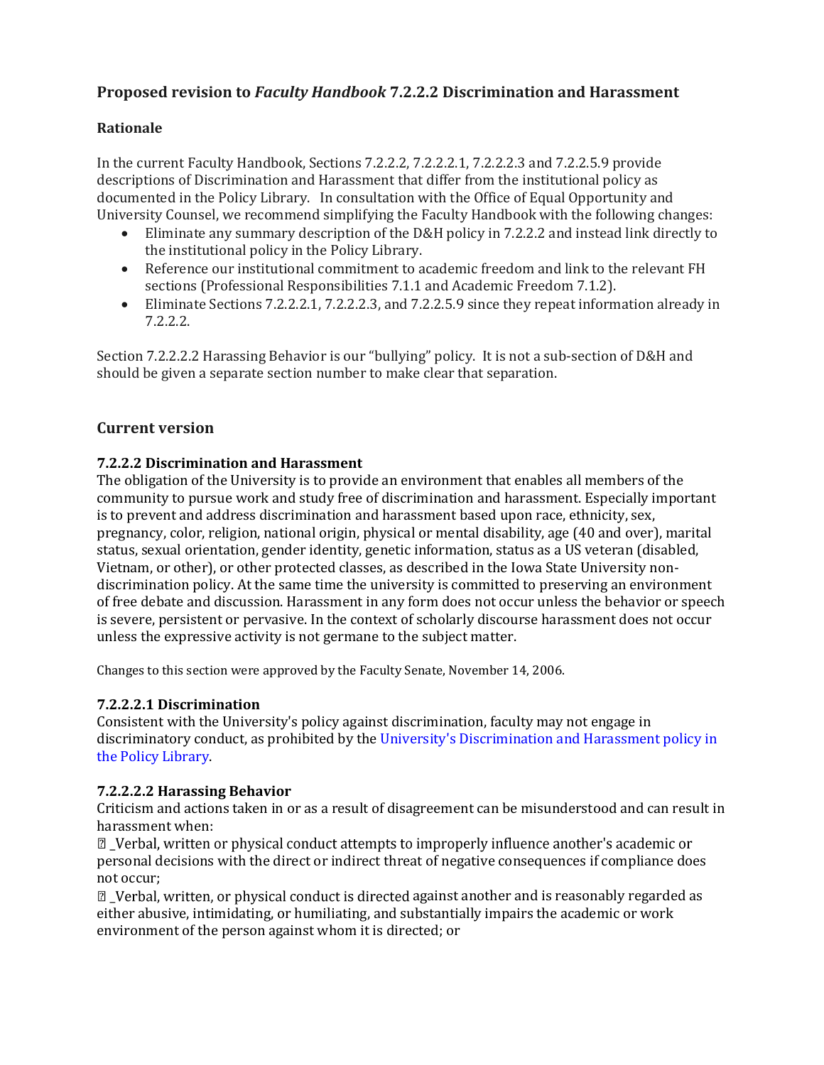## Proposed revision to *Faculty Handbook* 7.2.2.2 Discrimination and Harassment

### Rationale

In the current Faculty Handbook, Sections 7.2.2.2, 7.2.2.2.1, 7.2.2.2.3 and 7.2.2.5.9 provide descriptions of Discrimination and Harassment that differ from the institutional policy as documented in the Policy Library. In consultation with the Office of Equal Opportunity and University Counsel, we recommend simplifying the Faculty Handbook with the following changes:

- Eliminate any summary description of the D&H policy in 7.2.2.2 and instead link directly to the institutional policy in the Policy Library.
- Reference our institutional commitment to academic freedom and link to the relevant FH sections (Professional Responsibilities 7.1.1 and Academic Freedom 7.1.2).
- Eliminate Sections 7.2.2.2.1, 7.2.2.2.3, and 7.2.2.5.9 since they repeat information already in 7.2.2.2.

Section 7.2.2.2.2 Harassing Behavior is our "bullying" policy. It is not a sub-section of D&H and should be given a separate section number to make clear that separation.

## Current version

### 7.2.2.2 Discrimination and Harassment

The obligation of the University is to provide an environment that enables all members of the community to pursue work and study free of discrimination and harassment. Especially important is to prevent and address discrimination and harassment based upon race, ethnicity, sex, pregnancy, color, religion, national origin, physical or mental disability, age (40 and over), marital status, sexual orientation, gender identity, genetic information, status as a US veteran (disabled, Vietnam, or other), or other protected classes, as described in the Iowa State University non-discrimination policy. At the same time the university is committed to preserving an environment of free debate and discussion. Harassment in any form does not occur unless the behavior or speech is severe, persistent or pervasive. In the context of scholarly discourse harassment does not occur unless the expressive activity is not germane to the subject matter.

Changes to this section were approved by the Faculty Senate, November 14, 2006.

### 7.2.2.2.1 Discrimination

Consistent with the University's policy against discrimination, faculty may not engage in discriminatory conduct, as prohibited by the University's Discrimination and Harassment policy in the Policy Library.

### 7.2.2.2.2 Harassing Behavior

Criticism and actions taken in or as a result of disagreement can be misunderstood and can result in harassment when:

- _Verbal, written or physical conduct attempts to improperly influence another's academic or personal decisions with the direct or indirect threat of negative consequences if compliance does not occur;
- _Verbal, written, or physical conduct is directed against another and is reasonably regarded as either abusive, intimidating, or humiliating, and substantially impairs the academic or work environment of the person against whom it is directed; or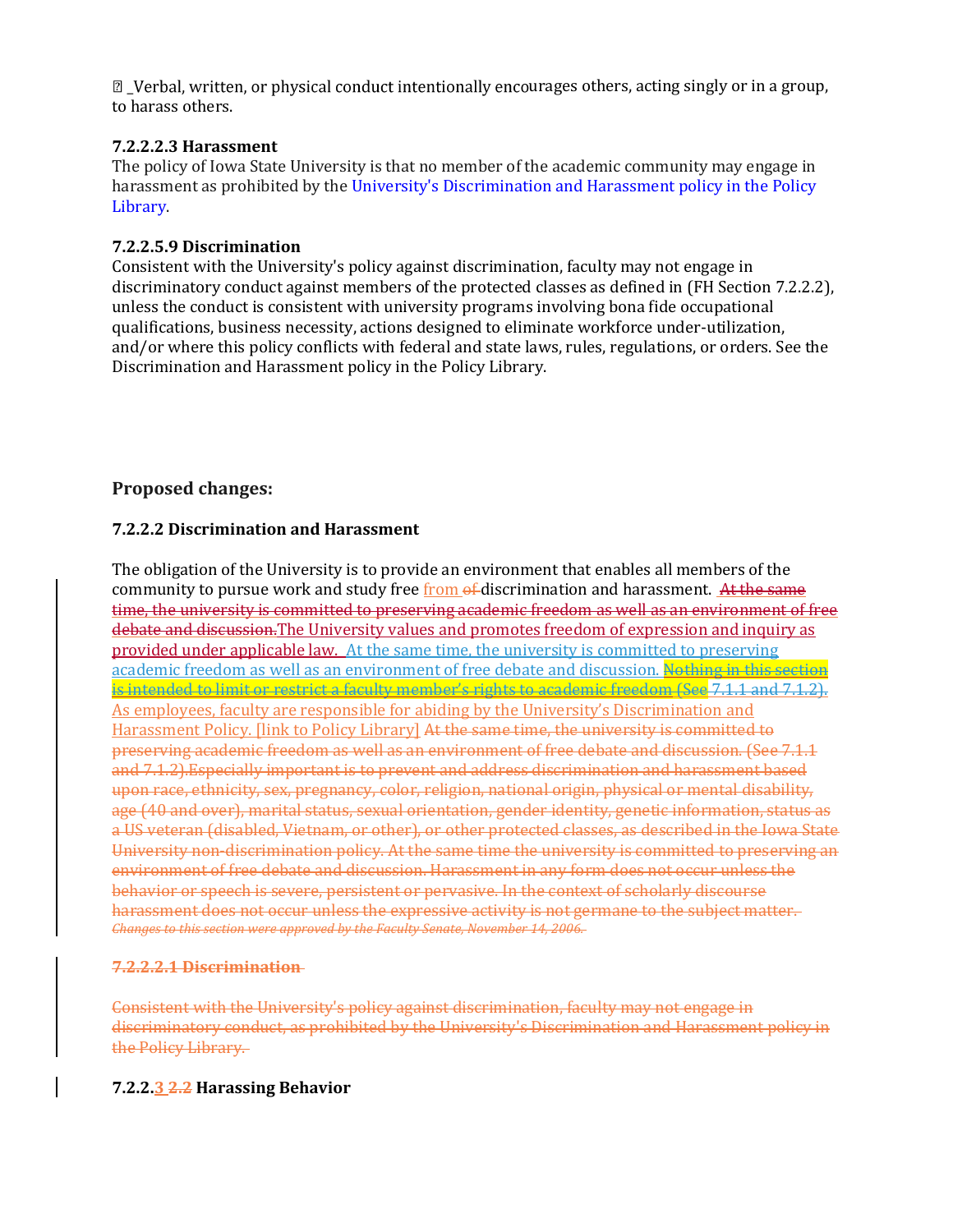_Verbal, written, or physical conduct intentionally encourages others, acting singly or in a group, to harass others.

**7.2.2.2.3 Harassment**
The policy of Iowa State University is that no member of the academic community may engage in harassment as prohibited by the University's Discrimination and Harassment policy in the Policy Library.

**7.2.2.5.9 Discrimination**
Consistent with the University's policy against discrimination, faculty may not engage in discriminatory conduct against members of the protected classes as defined in (FH Section 7.2.2.2), unless the conduct is consistent with university programs involving bona fide occupational qualifications, business necessity, actions designed to eliminate workforce under-utilization, and/or where this policy conflicts with federal and state laws, rules, regulations, or orders. See the Discrimination and Harassment policy in the Policy Library.

## Proposed changes:

**7.2.2.2 Discrimination and Harassment**

The obligation of the University is to provide an environment that enables all members of the community to pursue work and study free from ~~of~~ discrimination and harassment. ~~At the same time, the university is committed to preserving academic freedom as well as an environment of free debate and discussion.~~The University values and promotes freedom of expression and inquiry as provided under applicable law. At the same time, the university is committed to preserving academic freedom as well as an environment of free debate and discussion. ~~Nothing in this section is intended to limit or restrict a faculty member's rights to academic freedom~~ ~~(See~~ 7.1.1 and 7.1.2). As employees, faculty are responsible for abiding by the University's Discrimination and Harassment Policy. [link to Policy Library] ~~At the same time, the university is committed to preserving academic freedom as well as an environment of free debate and discussion. (See 7.1.1 and 7.1.2).Especially important is to prevent and address discrimination and harassment based upon race, ethnicity, sex, pregnancy, color, religion, national origin, physical or mental disability, age (40 and over), marital status, sexual orientation, gender identity, genetic information, status as a US veteran (disabled, Vietnam, or other), or other protected classes, as described in the Iowa State University non-discrimination policy. At the same time the university is committed to preserving an environment of free debate and discussion. Harassment in any form does not occur unless the behavior or speech is severe, persistent or pervasive. In the context of scholarly discourse harassment does not occur unless the expressive activity is not germane to the subject matter.~~
~~*Changes to this section were approved by the Faculty Senate, November 14, 2006.*~~

~~**7.2.2.2.1 Discrimination**~~

~~Consistent with the University's policy against discrimination, faculty may not engage in discriminatory conduct, as prohibited by the University's Discrimination and Harassment policy in the Policy Library.~~

**7.2.2.3 ~~2.2~~ Harassing Behavior**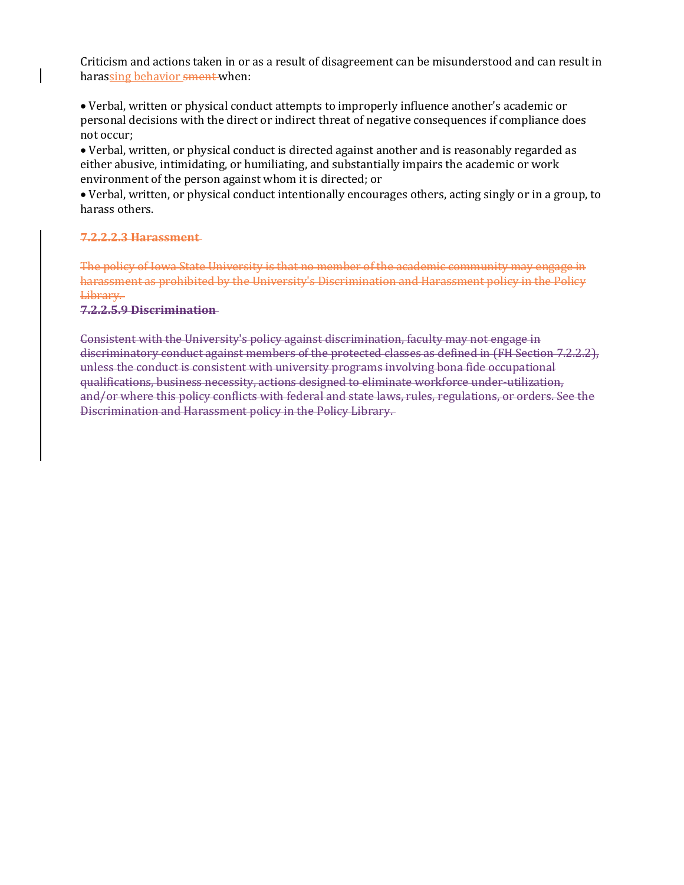Criticism and actions taken in or as a result of disagreement can be misunderstood and can result in harassing behavior ~~sment~~ when:

- Verbal, written or physical conduct attempts to improperly influence another's academic or personal decisions with the direct or indirect threat of negative consequences if compliance does not occur;
- Verbal, written, or physical conduct is directed against another and is reasonably regarded as either abusive, intimidating, or humiliating, and substantially impairs the academic or work environment of the person against whom it is directed; or
- Verbal, written, or physical conduct intentionally encourages others, acting singly or in a group, to harass others.

~~**7.2.2.2.3 Harassment**~~

~~The policy of Iowa State University is that no member of the academic community may engage in harassment as prohibited by the University's Discrimination and Harassment policy in the Policy Library.~~

~~**7.2.2.5.9 Discrimination**~~

~~Consistent with the University's policy against discrimination, faculty may not engage in discriminatory conduct against members of the protected classes as defined in (FH Section 7.2.2.2), unless the conduct is consistent with university programs involving bona fide occupational qualifications, business necessity, actions designed to eliminate workforce under-utilization, and/or where this policy conflicts with federal and state laws, rules, regulations, or orders. See the Discrimination and Harassment policy in the Policy Library.~~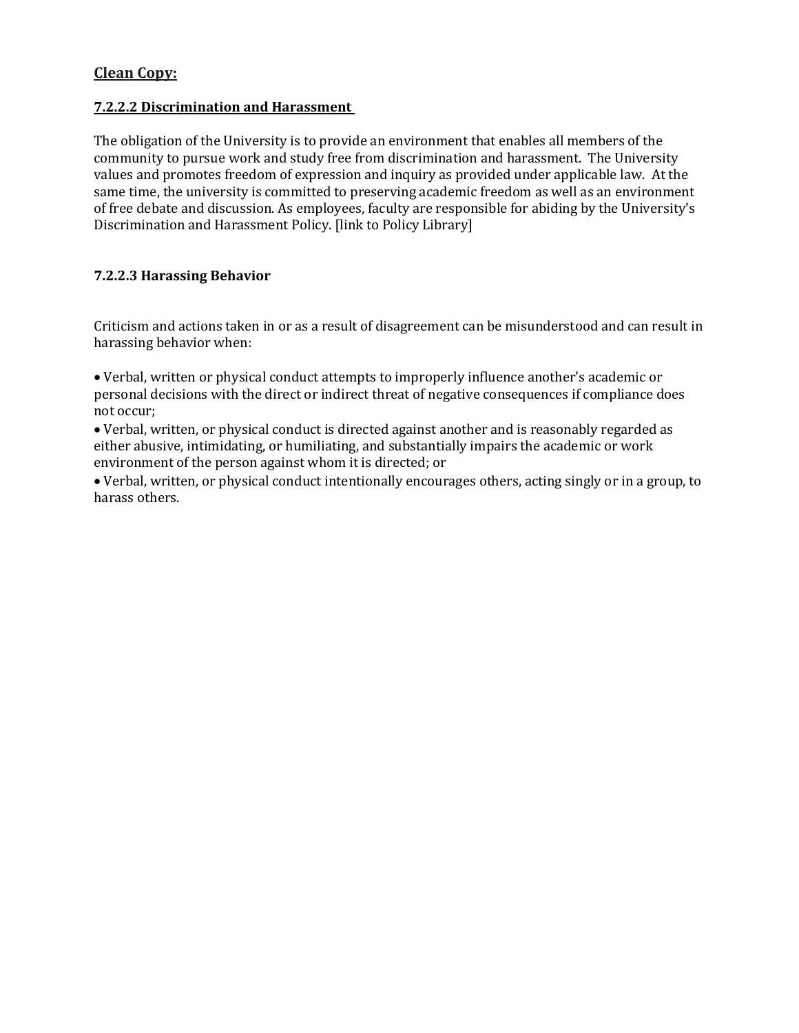**Clean Copy:**

**7.2.2.2 Discrimination and Harassment**

The obligation of the University is to provide an environment that enables all members of the community to pursue work and study free from discrimination and harassment. The University values and promotes freedom of expression and inquiry as provided under applicable law. At the same time, the university is committed to preserving academic freedom as well as an environment of free debate and discussion. As employees, faculty are responsible for abiding by the University's Discrimination and Harassment Policy. [link to Policy Library]

**7.2.2.3 Harassing Behavior**

Criticism and actions taken in or as a result of disagreement can be misunderstood and can result in harassing behavior when:

- Verbal, written or physical conduct attempts to improperly influence another's academic or personal decisions with the direct or indirect threat of negative consequences if compliance does not occur;
- Verbal, written, or physical conduct is directed against another and is reasonably regarded as either abusive, intimidating, or humiliating, and substantially impairs the academic or work environment of the person against whom it is directed; or
- Verbal, written, or physical conduct intentionally encourages others, acting singly or in a group, to harass others.